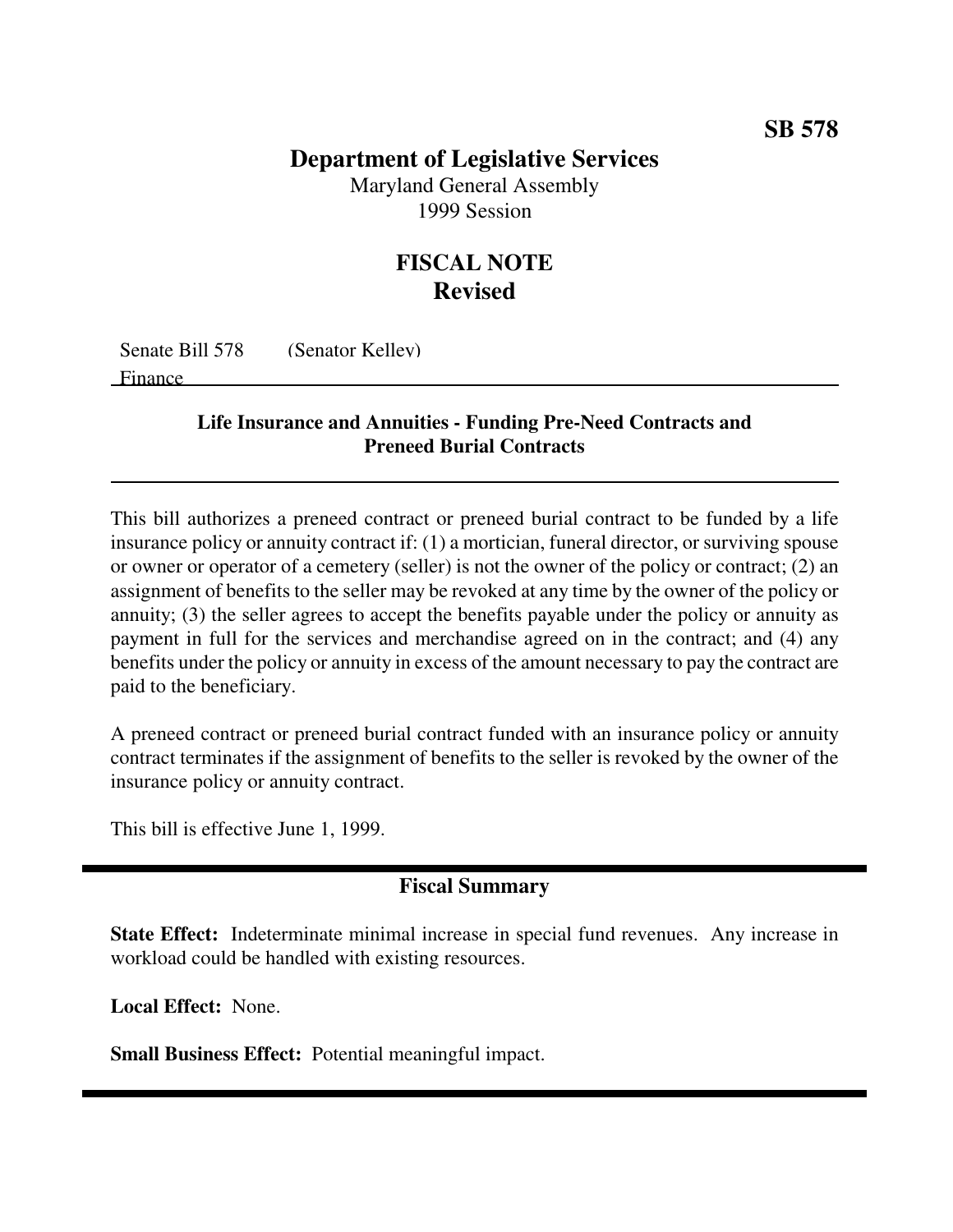**SB 578**

# Department of Legislative Services

Maryland General Assembly
1999 Session

## FISCAL NOTE
## Revised

Senate Bill 578 (Senator Kelley)
Finance

### Life Insurance and Annuities - Funding Pre-Need Contracts and Preneed Burial Contracts

This bill authorizes a preneed contract or preneed burial contract to be funded by a life insurance policy or annuity contract if: (1) a mortician, funeral director, or surviving spouse or owner or operator of a cemetery (seller) is not the owner of the policy or contract; (2) an assignment of benefits to the seller may be revoked at any time by the owner of the policy or annuity; (3) the seller agrees to accept the benefits payable under the policy or annuity as payment in full for the services and merchandise agreed on in the contract; and (4) any benefits under the policy or annuity in excess of the amount necessary to pay the contract are paid to the beneficiary.

A preneed contract or preneed burial contract funded with an insurance policy or annuity contract terminates if the assignment of benefits to the seller is revoked by the owner of the insurance policy or annuity contract.

This bill is effective June 1, 1999.

### Fiscal Summary

**State Effect:** Indeterminate minimal increase in special fund revenues. Any increase in workload could be handled with existing resources.

**Local Effect:** None.

**Small Business Effect:** Potential meaningful impact.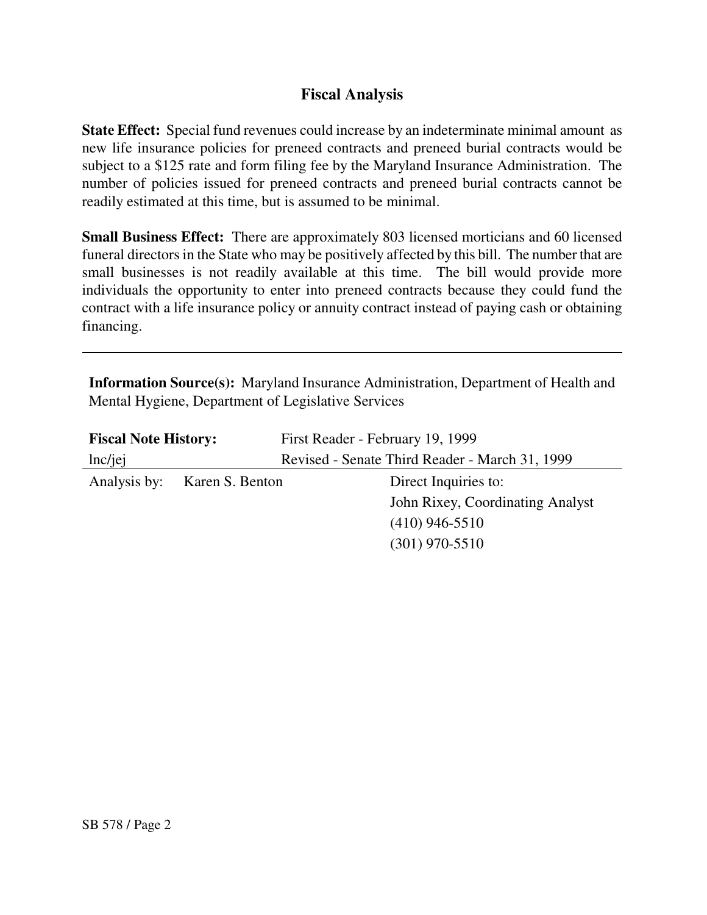## Fiscal Analysis

**State Effect:** Special fund revenues could increase by an indeterminate minimal amount as new life insurance policies for preneed contracts and preneed burial contracts would be subject to a $125 rate and form filing fee by the Maryland Insurance Administration. The number of policies issued for preneed contracts and preneed burial contracts cannot be readily estimated at this time, but is assumed to be minimal.

**Small Business Effect:** There are approximately 803 licensed morticians and 60 licensed funeral directors in the State who may be positively affected by this bill. The number that are small businesses is not readily available at this time. The bill would provide more individuals the opportunity to enter into preneed contracts because they could fund the contract with a life insurance policy or annuity contract instead of paying cash or obtaining financing.

---

**Information Source(s):** Maryland Insurance Administration, Department of Health and Mental Hygiene, Department of Legislative Services

**Fiscal Note History:** First Reader - February 19, 1999
lnc/jej Revised - Senate Third Reader - March 31, 1999

Analysis by: Karen S. Benton

Direct Inquiries to:
John Rixey, Coordinating Analyst
(410) 946-5510
(301) 970-5510